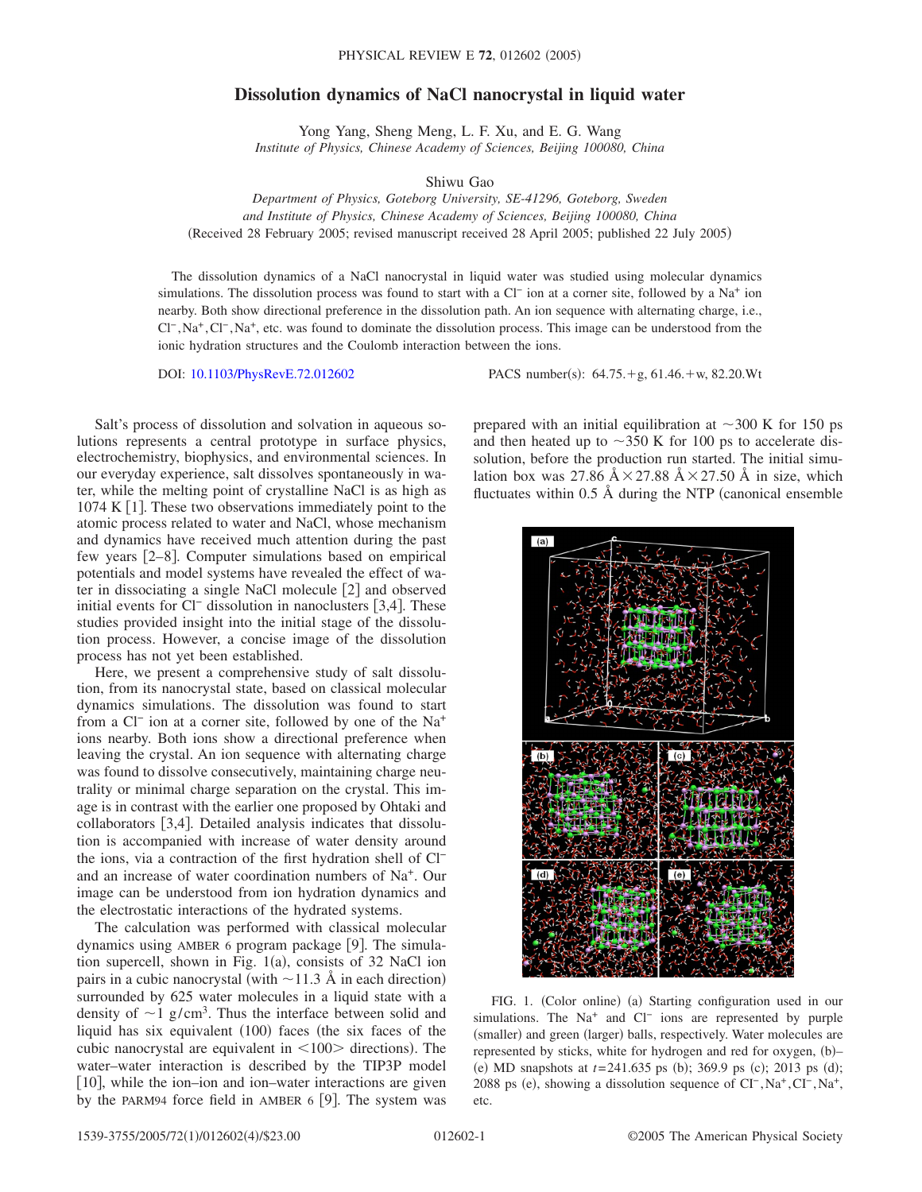# Dissolution dynamics of NaCl nanocrystal in liquid water

Yong Yang, Sheng Meng, L. F. Xu, and E. G. Wang
*Institute of Physics, Chinese Academy of Sciences, Beijing 100080, China*

Shiwu Gao
*Department of Physics, Goteborg University, SE-41296, Goteborg, Sweden*
*and Institute of Physics, Chinese Academy of Sciences, Beijing 100080, China*
(Received 28 February 2005; revised manuscript received 28 April 2005; published 22 July 2005)

The dissolution dynamics of a NaCl nanocrystal in liquid water was studied using molecular dynamics simulations. The dissolution process was found to start with a $Cl^-$ ion at a corner site, followed by a $Na^+$ ion nearby. Both show directional preference in the dissolution path. An ion sequence with alternating charge, i.e., $Cl^-, Na^+, Cl^-, Na^+$, etc. was found to dominate the dissolution process. This image can be understood from the ionic hydration structures and the Coulomb interaction between the ions.

DOI: 10.1103/PhysRevE.72.012602 PACS number(s): 64.75.+g, 61.46.+w, 82.20.Wt

Salt's process of dissolution and solvation in aqueous solutions represents a central prototype in surface physics, electrochemistry, biophysics, and environmental sciences. In our everyday experience, salt dissolves spontaneously in water, while the melting point of crystalline NaCl is as high as 1074 K [1]. These two observations immediately point to the atomic process related to water and NaCl, whose mechanism and dynamics have received much attention during the past few years [2–8]. Computer simulations based on empirical potentials and model systems have revealed the effect of water in dissociating a single NaCl molecule [2] and observed initial events for $Cl^-$ dissolution in nanoclusters [3,4]. These studies provided insight into the initial stage of the dissolution process. However, a concise image of the dissolution process has not yet been established.

Here, we present a comprehensive study of salt dissolution, from its nanocrystal state, based on classical molecular dynamics simulations. The dissolution was found to start from a $Cl^-$ ion at a corner site, followed by one of the $Na^+$ ions nearby. Both ions show a directional preference when leaving the crystal. An ion sequence with alternating charge was found to dissolve consecutively, maintaining charge neutrality or minimal charge separation on the crystal. This image is in contrast with the earlier one proposed by Ohtaki and collaborators [3,4]. Detailed analysis indicates that dissolution is accompanied with increase of water density around the ions, via a contraction of the first hydration shell of $Cl^-$ and an increase of water coordination numbers of $Na^+$. Our image can be understood from ion hydration dynamics and the electrostatic interactions of the hydrated systems.

The calculation was performed with classical molecular dynamics using AMBER 6 program package [9]. The simulation supercell, shown in Fig. 1(a), consists of 32 NaCl ion pairs in a cubic nanocrystal (with ~11.3 Å in each direction) surrounded by 625 water molecules in a liquid state with a density of $\sim 1\ g/cm^3$. Thus the interface between solid and liquid has six equivalent (100) faces (the six faces of the cubic nanocrystal are equivalent in <100> directions). The water–water interaction is described by the TIP3P model [10], while the ion–ion and ion–water interactions are given by the PARM94 force field in AMBER 6 [9]. The system was prepared with an initial equilibration at ~300 K for 150 ps and then heated up to ~350 K for 100 ps to accelerate dissolution, before the production run started. The initial simulation box was 27.86 Å × 27.88 Å × 27.50 Å in size, which fluctuates within 0.5 Å during the NTP (canonical ensemble

FIG. 1. (Color online) (a) Starting configuration used in our simulations. The $Na^+$ and $Cl^-$ ions are represented by purple (smaller) and green (larger) balls, respectively. Water molecules are represented by sticks, white for hydrogen and red for oxygen. (b)–(e) MD snapshots at $t$=241.635 ps (b); 369.9 ps (c); 2013 ps (d); 2088 ps (e), showing a dissolution sequence of $Cl^-, Na^+, Cl^-, Na^+$, etc.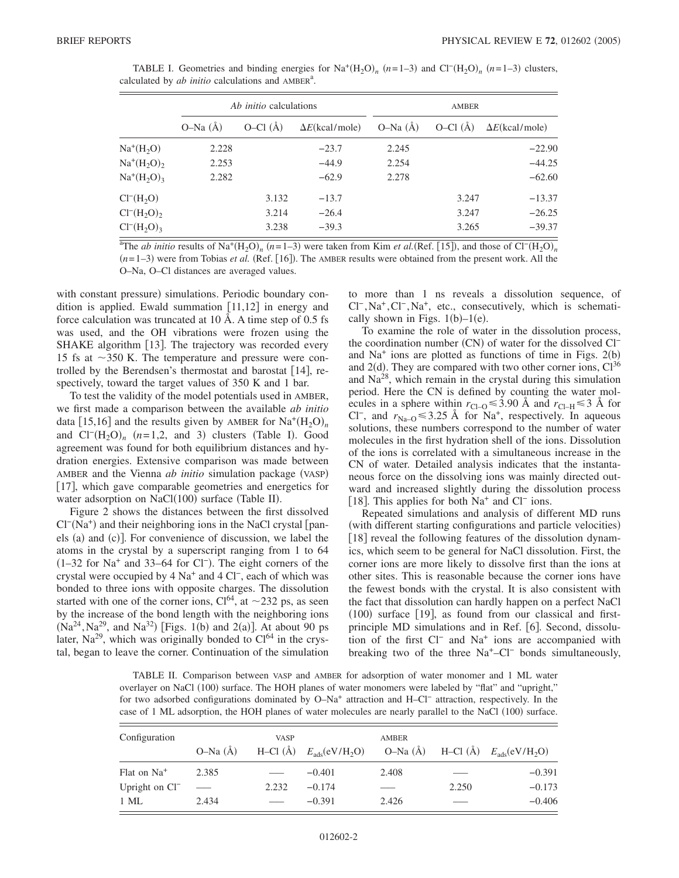TABLE I. Geometries and binding energies for $Na^+(H_2O)_n$ ($n$=1–3) and $Cl^-(H_2O)_n$ ($n$=1–3) clusters, calculated by *ab initio* calculations and AMBER[a].

| | *Ab initio* calculations | | | AMBER | | |
|---|---|---|---|---|---|---|
| | O–Na (Å) | O–Cl (Å) | $\Delta E$(kcal/mole) | O–Na (Å) | O–Cl (Å) | $\Delta E$(kcal/mole) |
| $Na^+(H_2O)$ | 2.228 | | −23.7 | 2.245 | | −22.90 |
| $Na^+(H_2O)_2$ | 2.253 | | −44.9 | 2.254 | | −44.25 |
| $Na^+(H_2O)_3$ | 2.282 | | −62.9 | 2.278 | | −62.60 |
| $Cl^-(H_2O)$ | | 3.132 | −13.7 | | 3.247 | −13.37 |
| $Cl^-(H_2O)_2$ | | 3.214 | −26.4 | | 3.247 | −26.25 |
| $Cl^-(H_2O)_3$ | | 3.238 | −39.3 | | 3.265 | −39.37 |

[a]The *ab initio* results of $Na^+(H_2O)_n$ ($n$=1–3) were taken from Kim *et al.* (Ref. [15]), and those of $Cl^-(H_2O)_n$ ($n$=1–3) were from Tobias *et al.* (Ref. [16]). The AMBER results were obtained from the present work. All the O–Na, O–Cl distances are averaged values.

with constant pressure) simulations. Periodic boundary condition is applied. Ewald summation [11,12] in energy and force calculation was truncated at 10 Å. A time step of 0.5 fs was used, and the OH vibrations were frozen using the SHAKE algorithm [13]. The trajectory was recorded every 15 fs at ~350 K. The temperature and pressure were controlled by the Berendsen's thermostat and barostat [14], respectively, toward the target values of 350 K and 1 bar.

To test the validity of the model potentials used in AMBER, we first made a comparison between the available *ab initio* data [15,16] and the results given by AMBER for $Na^+(H_2O)_n$ and $Cl^-(H_2O)_n$ ($n$=1,2, and 3) clusters (Table I). Good agreement was found for both equilibrium distances and hydration energies. Extensive comparison was made between AMBER and the Vienna *ab initio* simulation package (VASP) [17], which gave comparable geometries and energetics for water adsorption on NaCl(100) surface (Table II).

Figure 2 shows the distances between the first dissolved $Cl^-(Na^+)$ and their neighboring ions in the NaCl crystal [panels (a) and (c)]. For convenience of discussion, we label the atoms in the crystal by a superscript ranging from 1 to 64 (1–32 for $Na^+$ and 33–64 for $Cl^-$). The eight corners of the crystal were occupied by 4 $Na^+$ and 4 $Cl^-$, each of which was bonded to three ions with opposite charges. The dissolution started with one of the corner ions, $Cl^{64}$, at ~232 ps, as seen by the increase of the bond length with the neighboring ions ($Na^{24}$, $Na^{29}$, and $Na^{32}$) [Figs. 1(b) and 2(a)]. At about 90 ps later, $Na^{29}$, which was originally bonded to $Cl^{64}$ in the crystal, began to leave the corner. Continuation of the simulation to more than 1 ns reveals a dissolution sequence, of $Cl^-$, $Na^+$, $Cl^-$, $Na^+$, etc., consecutively, which is schematically shown in Figs. 1(b)–1(e).

To examine the role of water in the dissolution process, the coordination number (CN) of water for the dissolved $Cl^-$ and $Na^+$ ions are plotted as functions of time in Figs. 2(b) and 2(d). They are compared with two other corner ions, $Cl^{36}$ and $Na^{28}$, which remain in the crystal during this simulation period. Here the CN is defined by counting the water molecules in a sphere within $r_{Cl-O} \leqslant 3.90$ Å and $r_{Cl-H} \leqslant 3$ Å for $Cl^-$, and $r_{Na-O} \leqslant 3.25$ Å for $Na^+$, respectively. In aqueous solutions, these numbers correspond to the number of water molecules in the first hydration shell of the ions. Dissolution of the ions is correlated with a simultaneous increase in the CN of water. Detailed analysis indicates that the instantaneous force on the dissolving ions was mainly directed outward and increased slightly during the dissolution process [18]. This applies for both $Na^+$ and $Cl^-$ ions.

Repeated simulations and analysis of different MD runs (with different starting configurations and particle velocities) [18] reveal the following features of the dissolution dynamics, which seem to be general for NaCl dissolution. First, the corner ions are more likely to dissolve first than the ions at other sites. This is reasonable because the corner ions have the fewest bonds with the crystal. It is also consistent with the fact that dissolution can hardly happen on a perfect NaCl (100) surface [19], as found from our classical and first-principle MD simulations and in Ref. [6]. Second, dissolution of the first $Cl^-$ and $Na^+$ ions are accompanied with breaking two of the three $Na^+$–$Cl^-$ bonds simultaneously,

TABLE II. Comparison between VASP and AMBER for adsorption of water monomer and 1 ML water overlayer on NaCl (100) surface. The HOH planes of water monomers were labeled by "flat" and "upright," for two adsorbed configurations dominated by O–$Na^+$ attraction and H–$Cl^-$ attraction, respectively. In the case of 1 ML adsorption, the HOH planes of water molecules are nearly parallel to the NaCl (100) surface.

| Configuration | VASP | | | AMBER | | |
|---|---|---|---|---|---|---|
| | O–Na (Å) | H–Cl (Å) | $E_{ads}$(eV/$H_2O$) | O–Na (Å) | H–Cl (Å) | $E_{ads}$(eV/$H_2O$) |
| Flat on $Na^+$ | 2.385 | —— | −0.401 | 2.408 | —— | −0.391 |
| Upright on $Cl^-$ | —— | 2.232 | −0.174 | —— | 2.250 | −0.173 |
| 1 ML | 2.434 | —— | −0.391 | 2.426 | —— | −0.406 |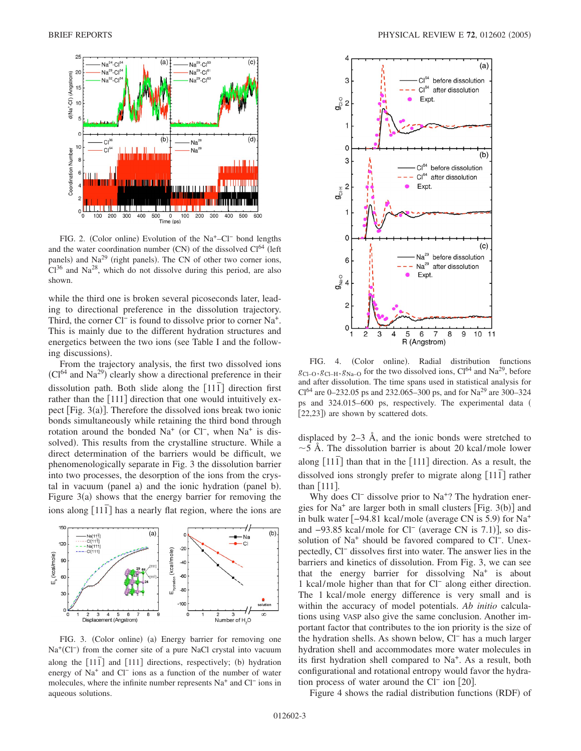FIG. 2. (Color online) Evolution of the $Na^+$–$Cl^-$ bond lengths and the water coordination number (CN) of the dissolved $Cl^{64}$ (left panels) and $Na^{29}$ (right panels). The CN of other two corner ions, $Cl^{36}$ and $Na^{28}$, which do not dissolve during this period, are also shown.

while the third one is broken several picoseconds later, leading to directional preference in the dissolution trajectory. Third, the corner $Cl^-$ is found to dissolve prior to corner $Na^+$. This is mainly due to the different hydration structures and energetics between the two ions (see Table I and the following discussions).

From the trajectory analysis, the first two dissolved ions ($Cl^{64}$ and $Na^{29}$) clearly show a directional preference in their dissolution path. Both slide along the $[11\bar{1}]$ direction first rather than the [111] direction that one would intuitively expect [Fig. 3(a)]. Therefore the dissolved ions break two ionic bonds simultaneously while retaining the third bond through rotation around the bonded $Na^+$ (or $Cl^-$, when $Na^+$ is dissolved). This results from the crystalline structure. While a direct determination of the barriers would be difficult, we phenomenologically separate in Fig. 3 the dissolution barrier into two processes, the desorption of the ions from the crystal in vacuum (panel a) and the ionic hydration (panel b). Figure 3(a) shows that the energy barrier for removing the ions along $[11\bar{1}]$ has a nearly flat region, where the ions are displaced by 2–3 Å, and the ionic bonds were stretched to ~5 Å. The dissolution barrier is about 20 kcal/mole lower along $[11\bar{1}]$ than that in the [111] direction. As a result, the dissolved ions strongly prefer to migrate along $[11\bar{1}]$ rather than [111].

FIG. 3. (Color online) (a) Energy barrier for removing one $Na^+$($Cl^-$) from the corner site of a pure NaCl crystal into vacuum along the $[11\bar{1}]$ and [111] directions, respectively; (b) hydration energy of $Na^+$ and $Cl^-$ ions as a function of the number of water molecules, where the infinite number represents $Na^+$ and $Cl^-$ ions in aqueous solutions.

Why does $Cl^-$ dissolve prior to $Na^+$? The hydration energies for $Na^+$ are larger both in small clusters [Fig. 3(b)] and in bulk water [−94.81 kcal/mole (average CN is 5.9) for $Na^+$ and −93.85 kcal/mole for $Cl^-$ (average CN is 7.1)], so dissolution of $Na^+$ should be favored compared to $Cl^-$. Unexpectedly, $Cl^-$ dissolves first into water. The answer lies in the barriers and kinetics of dissolution. From Fig. 3, we can see that the energy barrier for dissolving $Na^+$ is about 1 kcal/mole higher than that for $Cl^-$ along either direction. The 1 kcal/mole energy difference is very small and is within the accuracy of model potentials. *Ab initio* calculations using VASP also give the same conclusion. Another important factor that contributes to the ion priority is the size of the hydration shells. As shown below, $Cl^-$ has a much larger hydration shell and accommodates more water molecules in its first hydration shell compared to $Na^+$. As a result, both configurational and rotational entropy would favor the hydration process of water around the $Cl^-$ ion [20].

FIG. 4. (Color online). Radial distribution functions $g_{Cl-O}, g_{Cl-H}, g_{Na-O}$ for the two dissolved ions, $Cl^{64}$ and $Na^{29}$, before and after dissolution. The time spans used in statistical analysis for $Cl^{64}$ are 0–232.05 ps and 232.065–300 ps, and for $Na^{29}$ are 300–324 ps and 324.015–600 ps, respectively. The experimental data ([22,23]) are shown by scattered dots.

Figure 4 shows the radial distribution functions (RDF) of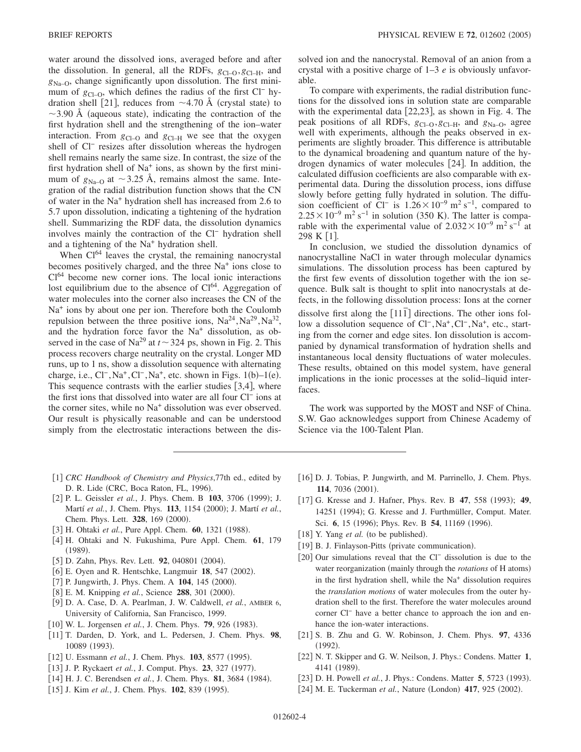water around the dissolved ions, averaged before and after the dissolution. In general, all the RDFs, $g_{\mathrm{Cl-O}}, g_{\mathrm{Cl-H}}$, and $g_{\mathrm{Na-O}}$, change significantly upon dissolution. The first minimum of $g_{\mathrm{Cl-O}}$, which defines the radius of the first $\mathrm{Cl}^-$ hydration shell [21], reduces from $\sim$4.70 Å (crystal state) to $\sim$3.90 Å (aqueous state), indicating the contraction of the first hydration shell and the strengthening of the ion–water interaction. From $g_{\mathrm{Cl-O}}$ and $g_{\mathrm{Cl-H}}$ we see that the oxygen shell of $\mathrm{Cl}^-$ resizes after dissolution whereas the hydrogen shell remains nearly the same size. In contrast, the size of the first hydration shell of $\mathrm{Na}^+$ ions, as shown by the first minimum of $g_{\mathrm{Na-O}}$ at $\sim$3.25 Å, remains almost the same. Integration of the radial distribution function shows that the CN of water in the $\mathrm{Na}^+$ hydration shell has increased from 2.6 to 5.7 upon dissolution, indicating a tightening of the hydration shell. Summarizing the RDF data, the dissolution dynamics involves mainly the contraction of the $\mathrm{Cl}^-$ hydration shell and a tightening of the $\mathrm{Na}^+$ hydration shell.

When $\mathrm{Cl}^{64}$ leaves the crystal, the remaining nanocrystal becomes positively charged, and the three $\mathrm{Na}^+$ ions close to $\mathrm{Cl}^{64}$ become new corner ions. The local ionic interactions lost equilibrium due to the absence of $\mathrm{Cl}^{64}$. Aggregation of water molecules into the corner also increases the CN of the $\mathrm{Na}^+$ ions by about one per ion. Therefore both the Coulomb repulsion between the three positive ions, $\mathrm{Na}^{24}, \mathrm{Na}^{29}, \mathrm{Na}^{32}$, and the hydration force favor the $\mathrm{Na}^+$ dissolution, as observed in the case of $\mathrm{Na}^{29}$ at $t \sim 324$ ps, shown in Fig. 2. This process recovers charge neutrality on the crystal. Longer MD runs, up to 1 ns, show a dissolution sequence with alternating charge, i.e., $\mathrm{Cl}^-, \mathrm{Na}^+, \mathrm{Cl}^-, \mathrm{Na}^+$, etc. shown in Figs. 1(b)–1(e). This sequence contrasts with the earlier studies [3,4], where the first ions that dissolved into water are all four $\mathrm{Cl}^-$ ions at the corner sites, while no $\mathrm{Na}^+$ dissolution was ever observed. Our result is physically reasonable and can be understood simply from the electrostatic interactions between the dissolved ion and the nanocrystal. Removal of an anion from a crystal with a positive charge of 1–3 $e$ is obviously unfavorable.

To compare with experiments, the radial distribution functions for the dissolved ions in solution state are comparable with the experimental data [22,23], as shown in Fig. 4. The peak positions of all RDFs, $g_{\mathrm{Cl-O}}, g_{\mathrm{Cl-H}}$, and $g_{\mathrm{Na-O}}$, agree well with experiments, although the peaks observed in experiments are slightly broader. This difference is attributable to the dynamical broadening and quantum nature of the hydrogen dynamics of water molecules [24]. In addition, the calculated diffusion coefficients are also comparable with experimental data. During the dissolution process, ions diffuse slowly before getting fully hydrated in solution. The diffusion coefficient of $\mathrm{Cl}^-$ is $1.26 \times 10^{-9}\ \mathrm{m^2\,s^{-1}}$, compared to $2.25 \times 10^{-9}\ \mathrm{m^2\,s^{-1}}$ in solution (350 K). The latter is comparable with the experimental value of $2.032 \times 10^{-9}\ \mathrm{m^2\,s^{-1}}$ at 298 K [1].

In conclusion, we studied the dissolution dynamics of nanocrystalline NaCl in water through molecular dynamics simulations. The dissolution process has been captured by the first few events of dissolution together with the ion sequence. Bulk salt is thought to split into nanocrystals at defects, in the following dissolution process: Ions at the corner dissolve first along the $[11\bar{1}]$ directions. The other ions follow a dissolution sequence of $\mathrm{Cl}^-, \mathrm{Na}^+, \mathrm{Cl}^-, \mathrm{Na}^+$, etc., starting from the corner and edge sites. Ion dissolution is accompanied by dynamical transformation of hydration shells and instantaneous local density fluctuations of water molecules. These results, obtained on this model system, have general implications in the ionic processes at the solid–liquid interfaces.

The work was supported by the MOST and NSF of China. S.W. Gao acknowledges support from Chinese Academy of Science via the 100-Talent Plan.

---

[1] *CRC Handbook of Chemistry and Physics*, 77th ed., edited by D. R. Lide (CRC, Boca Raton, FL, 1996).

[2] P. L. Geissler *et al.*, J. Phys. Chem. B **103**, 3706 (1999); J. Martí *et al.*, J. Chem. Phys. **113**, 1154 (2000); J. Martí *et al.*, Chem. Phys. Lett. **328**, 169 (2000).

[3] H. Ohtaki *et al.*, Pure Appl. Chem. **60**, 1321 (1988).

[4] H. Ohtaki and N. Fukushima, Pure Appl. Chem. **61**, 179 (1989).

[5] D. Zahn, Phys. Rev. Lett. **92**, 040801 (2004).

[6] E. Oyen and R. Hentschke, Langmuir **18**, 547 (2002).

[7] P. Jungwirth, J. Phys. Chem. A **104**, 145 (2000).

[8] E. M. Knipping *et al.*, Science **288**, 301 (2000).

[9] D. A. Case, D. A. Pearlman, J. W. Caldwell, *et al.*, AMBER 6, University of California, San Francisco, 1999.

[10] W. L. Jorgensen *et al.*, J. Chem. Phys. **79**, 926 (1983).

[11] T. Darden, D. York, and L. Pedersen, J. Chem. Phys. **98**, 10089 (1993).

[12] U. Essmann *et al.*, J. Chem. Phys. **103**, 8577 (1995).

[13] J. P. Ryckaert *et al.*, J. Comput. Phys. **23**, 327 (1977).

[14] H. J. C. Berendsen *et al.*, J. Chem. Phys. **81**, 3684 (1984).

[15] J. Kim *et al.*, J. Chem. Phys. **102**, 839 (1995).

[16] D. J. Tobias, P. Jungwirth, and M. Parrinello, J. Chem. Phys. **114**, 7036 (2001).

[17] G. Kresse and J. Hafner, Phys. Rev. B **47**, 558 (1993); **49**, 14251 (1994); G. Kresse and J. Furthmüller, Comput. Mater. Sci. **6**, 15 (1996); Phys. Rev. B **54**, 11169 (1996).

[18] Y. Yang *et al.* (to be published).

[19] B. J. Finlayson-Pitts (private communication).

[20] Our simulations reveal that the $\mathrm{Cl}^-$ dissolution is due to the water reorganization (mainly through the *rotations* of H atoms) in the first hydration shell, while the $\mathrm{Na}^+$ dissolution requires the *translation motions* of water molecules from the outer hydration shell to the first. Therefore the water molecules around corner $\mathrm{Cl}^-$ have a better chance to approach the ion and enhance the ion-water interactions.

[21] S. B. Zhu and G. W. Robinson, J. Chem. Phys. **97**, 4336 (1992).

[22] N. T. Skipper and G. W. Neilson, J. Phys.: Condens. Matter **1**, 4141 (1989).

[23] D. H. Powell *et al.*, J. Phys.: Condens. Matter **5**, 5723 (1993).

[24] M. E. Tuckerman *et al.*, Nature (London) **417**, 925 (2002).